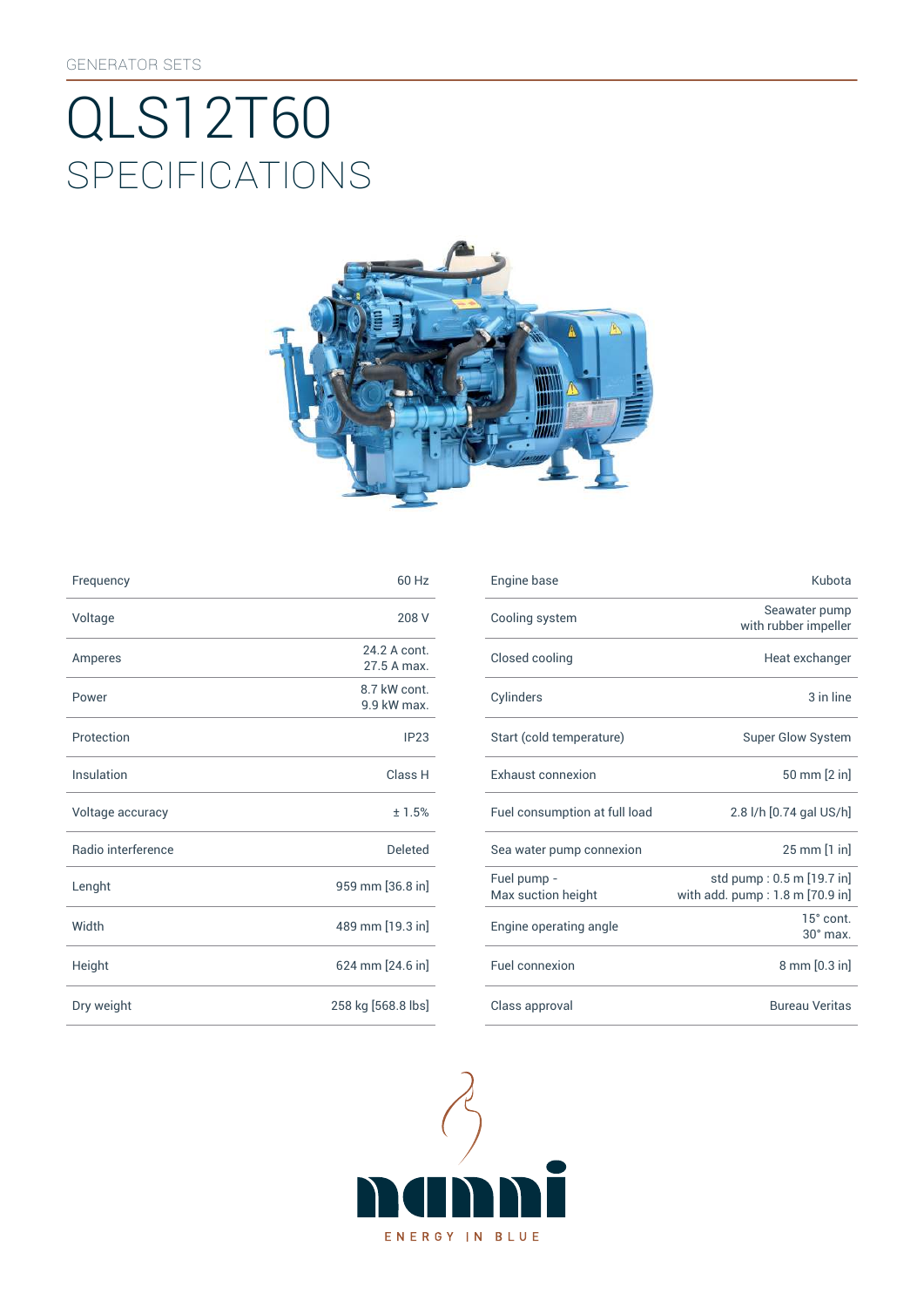GENERATOR SETS

# QLS12T60

## SPECIFICATIONS

| | |
|---|---|
| Frequency | 60 Hz |
| Voltage | 208 V |
| Amperes | 24.2 A cont. 27.5 A max. |
| Power | 8.7 kW cont. 9.9 kW max. |
| Protection | IP23 |
| Insulation | Class H |
| Voltage accuracy | ± 1.5% |
| Radio interference | Deleted |
| Lenght | 959 mm [36.8 in] |
| Width | 489 mm [19.3 in] |
| Height | 624 mm [24.6 in] |
| Dry weight | 258 kg [568.8 lbs] |

| | |
|---|---|
| Engine base | Kubota |
| Cooling system | Seawater pump with rubber impeller |
| Closed cooling | Heat exchanger |
| Cylinders | 3 in line |
| Start (cold temperature) | Super Glow System |
| Exhaust connexion | 50 mm [2 in] |
| Fuel consumption at full load | 2.8 l/h [0.74 gal US/h] |
| Sea water pump connexion | 25 mm [1 in] |
| Fuel pump - Max suction height | std pump : 0.5 m [19.7 in] with add. pump : 1.8 m [70.9 in] |
| Engine operating angle | 15° cont. 30° max. |
| Fuel connexion | 8 mm [0.3 in] |
| Class approval | Bureau Veritas |

nanni

ENERGY IN BLUE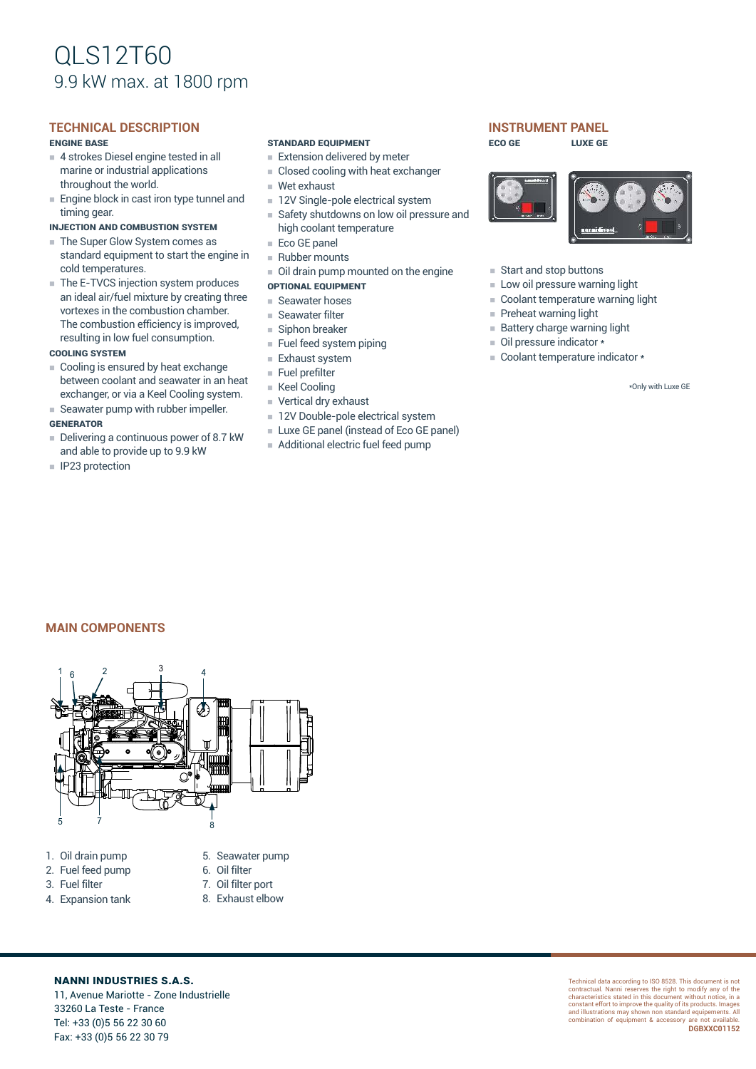# QLS12T60

9.9 kW max. at 1800 rpm

## TECHNICAL DESCRIPTION

### ENGINE BASE

- 4 strokes Diesel engine tested in all marine or industrial applications throughout the world.
- Engine block in cast iron type tunnel and timing gear.

### INJECTION AND COMBUSTION SYSTEM

- The Super Glow System comes as standard equipment to start the engine in cold temperatures.
- The E-TVCS injection system produces an ideal air/fuel mixture by creating three vortexes in the combustion chamber. The combustion efficiency is improved, resulting in low fuel consumption.

### COOLING SYSTEM

- Cooling is ensured by heat exchange between coolant and seawater in an heat exchanger, or via a Keel Cooling system.
- Seawater pump with rubber impeller.

### GENERATOR

- Delivering a continuous power of 8.7 kW and able to provide up to 9.9 kW
- IP23 protection

### STANDARD EQUIPMENT

- Extension delivered by meter
- Closed cooling with heat exchanger
- Wet exhaust
- 12V Single-pole electrical system
- Safety shutdowns on low oil pressure and high coolant temperature
- Eco GE panel
- Rubber mounts
- Oil drain pump mounted on the engine

### OPTIONAL EQUIPMENT

- Seawater hoses
- Seawater filter
- Siphon breaker
- Fuel feed system piping
- Exhaust system
- Fuel prefilter
- Keel Cooling
- Vertical dry exhaust
- 12V Double-pole electrical system
- Luxe GE panel (instead of Eco GE panel)
- Additional electric fuel feed pump

## INSTRUMENT PANEL

ECO GE    LUXE GE

- Start and stop buttons
- Low oil pressure warning light
- Coolant temperature warning light
- Preheat warning light
- Battery charge warning light
- Oil pressure indicator *
- Coolant temperature indicator *

*Only with Luxe GE

## MAIN COMPONENTS

1. Oil drain pump
2. Fuel feed pump
3. Fuel filter
4. Expansion tank
5. Seawater pump
6. Oil filter
7. Oil filter port
8. Exhaust elbow

**NANNI INDUSTRIES S.A.S.**
11, Avenue Mariotte - Zone Industrielle
33260 La Teste - France
Tel: +33 (0)5 56 22 30 60
Fax: +33 (0)5 56 22 30 79

Technical data according to ISO 8528. This document is not contractual. Nanni reserves the right to modify any of the characteristics stated in this document without notice, in a constant effort to improve the quality of its products. Images and illustrations may shown non standard equipements. All combination of equipment & accessory are not available.
**DGBXXC01152**